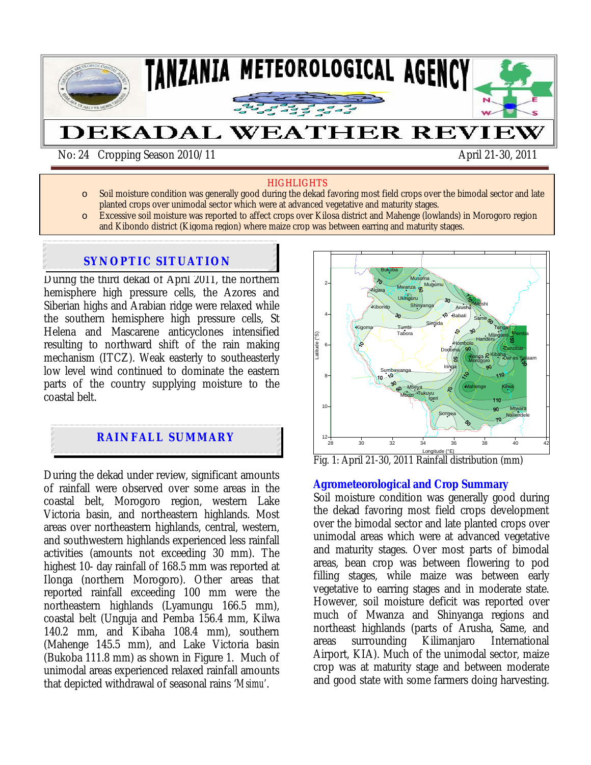# TANZANIA METEOROLOGICAL AGENCY

# DEKADAL WEATHER REVIEW

No: 24 Cropping Season 2010/11 April 21-30, 2011

**HIGHLIGHTS**

- Soil moisture condition was generally good during the dekad favoring most field crops over the bimodal sector and late planted crops over unimodal sector which were at advanced vegetative and maturity stages.
- Excessive soil moisture was reported to affect crops over Kilosa district and Mahenge (lowlands) in Morogoro region and Kibondo district (Kigoma region) where maize crop was between earring and maturity stages.

## SYNOPTIC SITUATION

During the third dekad of April 2011, the northern hemisphere high pressure cells, the Azores and Siberian highs and Arabian ridge were relaxed while the southern hemisphere high pressure cells, St Helena and Mascarene anticyclones intensified resulting to northward shift of the rain making mechanism (ITCZ). Weak easterly to southeasterly low level wind continued to dominate the eastern parts of the country supplying moisture to the coastal belt.

## RAINFALL SUMMARY

During the dekad under review, significant amounts of rainfall were observed over some areas in the coastal belt, Morogoro region, western Lake Victoria basin, and northeastern highlands. Most areas over northeastern highlands, central, western, and southwestern highlands experienced less rainfall activities (amounts not exceeding 30 mm). The highest 10- day rainfall of 168.5 mm was reported at Ilonga (northern Morogoro). Other areas that reported rainfall exceeding 100 mm were the northeastern highlands (Lyamungu 166.5 mm), coastal belt (Unguja and Pemba 156.4 mm, Kilwa 140.2 mm, and Kibaha 108.4 mm), southern (Mahenge 145.5 mm), and Lake Victoria basin (Bukoba 111.8 mm) as shown in Figure 1. Much of unimodal areas experienced relaxed rainfall amounts that depicted withdrawal of seasonal rains '*Msimu*'.

Fig. 1: April 21-30, 2011 Rainfall distribution (mm)

### Agrometeorological and Crop Summary

Soil moisture condition was generally good during the dekad favoring most field crops development over the bimodal sector and late planted crops over unimodal areas which were at advanced vegetative and maturity stages. Over most parts of bimodal areas, bean crop was between flowering to pod filling stages, while maize was between early vegetative to earring stages and in moderate state. However, soil moisture deficit was reported over much of Mwanza and Shinyanga regions and northeast highlands (parts of Arusha, Same, and areas surrounding Kilimanjaro International Airport, KIA). Much of the unimodal sector, maize crop was at maturity stage and between moderate and good state with some farmers doing harvesting.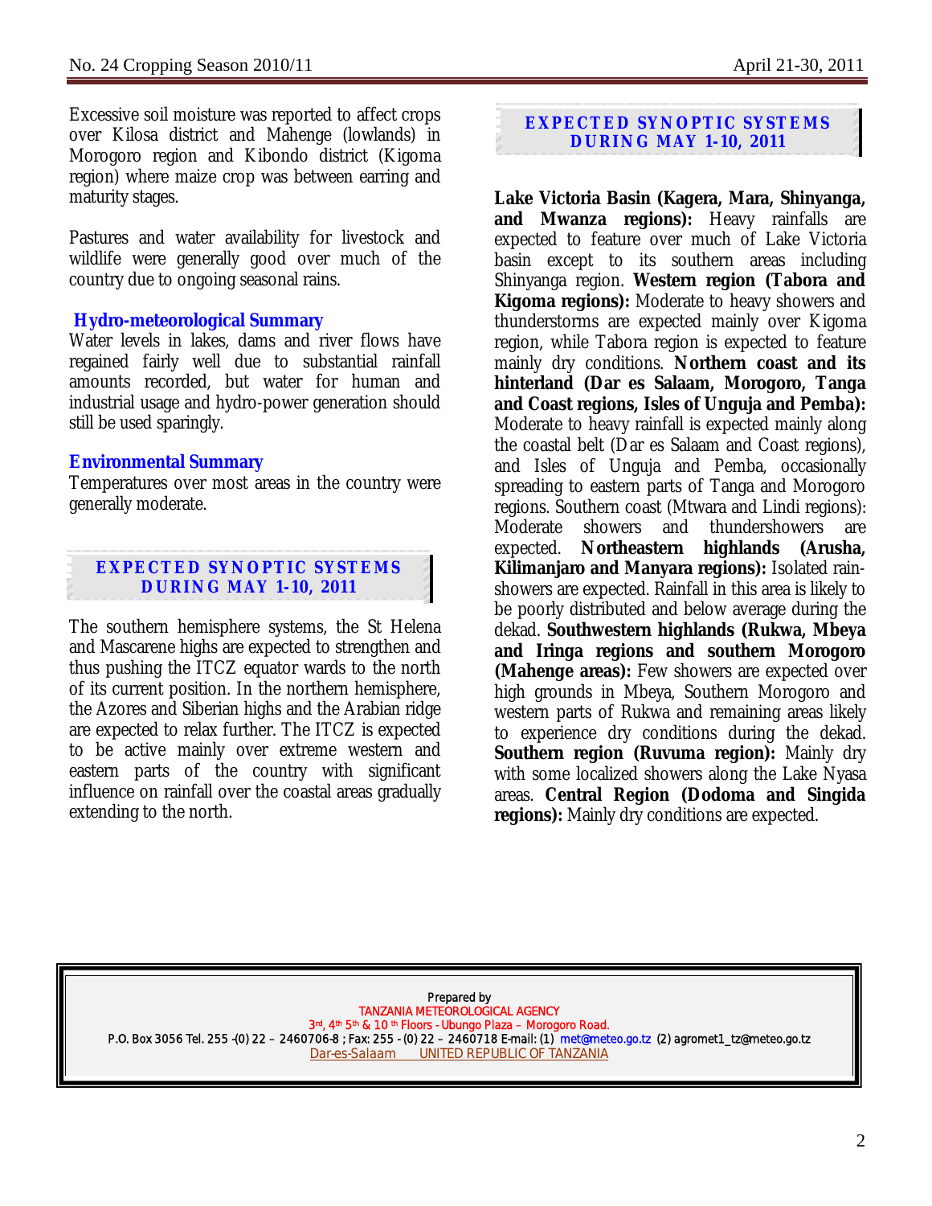Excessive soil moisture was reported to affect crops over Kilosa district and Mahenge (lowlands) in Morogoro region and Kibondo district (Kigoma region) where maize crop was between earring and maturity stages.

Pastures and water availability for livestock and wildlife were generally good over much of the country due to ongoing seasonal rains.

## Hydro-meteorological Summary

Water levels in lakes, dams and river flows have regained fairly well due to substantial rainfall amounts recorded, but water for human and industrial usage and hydro-power generation should still be used sparingly.

## Environmental Summary

Temperatures over most areas in the country were generally moderate.

## EXPECTED SYNOPTIC SYSTEMS DURING MAY 1-10, 2011

The southern hemisphere systems, the St Helena and Mascarene highs are expected to strengthen and thus pushing the ITCZ equator wards to the north of its current position. In the northern hemisphere, the Azores and Siberian highs and the Arabian ridge are expected to relax further. The ITCZ is expected to be active mainly over extreme western and eastern parts of the country with significant influence on rainfall over the coastal areas gradually extending to the north.

## EXPECTED SYNOPTIC SYSTEMS DURING MAY 1-10, 2011

**Lake Victoria Basin (Kagera, Mara, Shinyanga, and Mwanza regions):** Heavy rainfalls are expected to feature over much of Lake Victoria basin except to its southern areas including Shinyanga region. **Western region (Tabora and Kigoma regions):** Moderate to heavy showers and thunderstorms are expected mainly over Kigoma region, while Tabora region is expected to feature mainly dry conditions. **Northern coast and its hinterland (Dar es Salaam, Morogoro, Tanga and Coast regions, Isles of Unguja and Pemba):** Moderate to heavy rainfall is expected mainly along the coastal belt (Dar es Salaam and Coast regions), and Isles of Unguja and Pemba, occasionally spreading to eastern parts of Tanga and Morogoro regions. Southern coast (Mtwara and Lindi regions): Moderate showers and thundershowers are expected. **Northeastern highlands (Arusha, Kilimanjaro and Manyara regions):** Isolated rain-showers are expected. Rainfall in this area is likely to be poorly distributed and below average during the dekad. **Southwestern highlands (Rukwa, Mbeya and Iringa regions and southern Morogoro (Mahenge areas):** Few showers are expected over high grounds in Mbeya, Southern Morogoro and western parts of Rukwa and remaining areas likely to experience dry conditions during the dekad. **Southern region (Ruvuma region):** Mainly dry with some localized showers along the Lake Nyasa areas. **Central Region (Dodoma and Singida regions):** Mainly dry conditions are expected.

Prepared by
TANZANIA METEOROLOGICAL AGENCY
3rd, 4th 5th & 10th Floors - Ubungo Plaza – Morogoro Road.
P.O. Box 3056 Tel. 255 -(0) 22 – 2460706-8 ; Fax: 255 - (0) 22 – 2460718 E-mail: (1) met@meteo.go.tz (2) agromet1_tz@meteo.go.tz
Dar-es-Salaam UNITED REPUBLIC OF TANZANIA